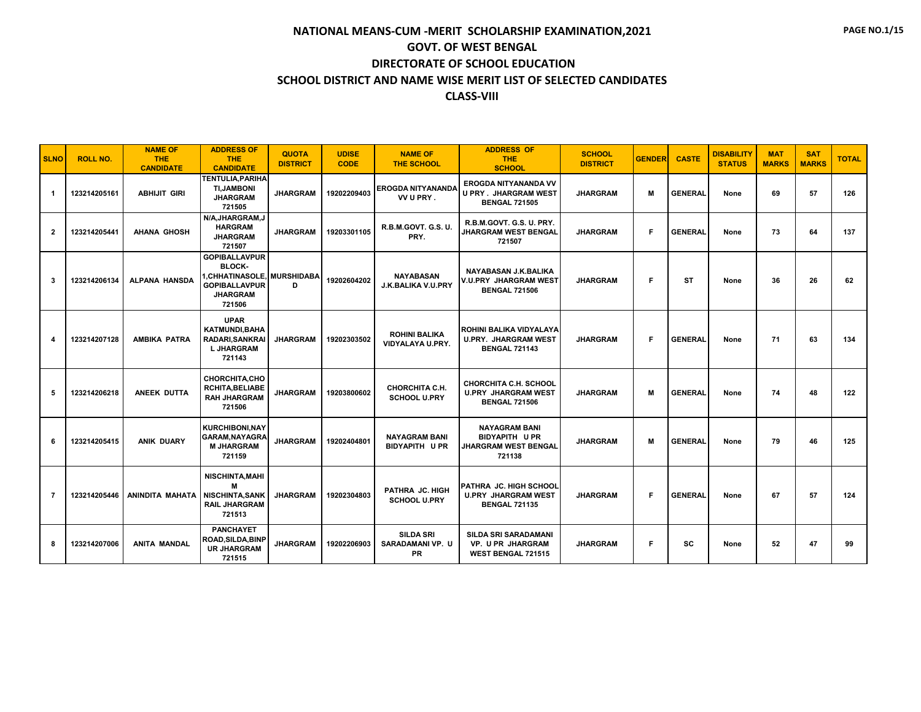# NATIONAL MEANS-CUM -MERIT SCHOLARSHIP EXAMINATION,2021

## GOVT. OF WEST BENGAL

## DIRECTORATE OF SCHOOL EDUCATION

## SCHOOL DISTRICT AND NAME WISE MERIT LIST OF SELECTED CANDIDATES

## CLASS-VIII

| SLNO | ROLL NO. | NAME OF THE CANDIDATE | ADDRESS OF THE CANDIDATE | QUOTA DISTRICT | UDISE CODE | NAME OF THE SCHOOL | ADDRESS OF THE SCHOOL | SCHOOL DISTRICT | GENDER | CASTE | DISABILITY STATUS | MAT MARKS | SAT MARKS | TOTAL |
|---|---|---|---|---|---|---|---|---|---|---|---|---|---|---|
| 1 | 123214205161 | ABHIJIT GIRI | TENTULIA,PARIHATI,JAMBONI JHARGRAM 721505 | JHARGRAM | 19202209403 | EROGDA NITYANANDA VV U PRY . | EROGDA NITYANANDA VV U PRY . JHARGRAM WEST BENGAL 721505 | JHARGRAM | M | GENERAL | None | 69 | 57 | 126 |
| 2 | 123214205441 | AHANA GHOSH | N/A,JHARGRAM,JHARGRAM JHARGRAM 721507 | JHARGRAM | 19203301105 | R.B.M.GOVT. G.S. U. PRY. | R.B.M.GOVT. G.S. U. PRY. JHARGRAM WEST BENGAL 721507 | JHARGRAM | F | GENERAL | None | 73 | 64 | 137 |
| 3 | 123214206134 | ALPANA HANSDA | GOPIBALLAVPUR BLOCK-1,CHHATINASOLE,GOPIBALLAVPUR JHARGRAM 721506 | MURSHIDABAD | 19202604202 | NAYABASAN J.K.BALIKA V.U.PRY | NAYABASAN J.K.BALIKA V.U.PRY JHARGRAM WEST BENGAL 721506 | JHARGRAM | F | ST | None | 36 | 26 | 62 |
| 4 | 123214207128 | AMBIKA PATRA | UPAR KATMUNDI,BAHARADARI,SANKRAIL JHARGRAM 721143 | JHARGRAM | 19202303502 | ROHINI BALIKA VIDYALAYA U.PRY. | ROHINI BALIKA VIDYALAYA U.PRY. JHARGRAM WEST BENGAL 721143 | JHARGRAM | F | GENERAL | None | 71 | 63 | 134 |
| 5 | 123214206218 | ANEEK DUTTA | CHORCHITA,CHORCHITA,BELIABERAH JHARGRAM 721506 | JHARGRAM | 19203800602 | CHORCHITA C.H. SCHOOL U.PRY | CHORCHITA C.H. SCHOOL U.PRY JHARGRAM WEST BENGAL 721506 | JHARGRAM | M | GENERAL | None | 74 | 48 | 122 |
| 6 | 123214205415 | ANIK DUARY | KURCHIBONI,NAYGARAM,NAYAGRAM JHARGRAM 721159 | JHARGRAM | 19202404801 | NAYAGRAM BANI BIDYAPITH U PR | NAYAGRAM BANI BIDYAPITH U PR JHARGRAM WEST BENGAL 721138 | JHARGRAM | M | GENERAL | None | 79 | 46 | 125 |
| 7 | 123214205446 | ANINDITA MAHATA | NISCHINTA,MAHIM NISCHINTA,SANKRAIL JHARGRAM 721513 | JHARGRAM | 19202304803 | PATHRA JC. HIGH SCHOOL U.PRY | PATHRA JC. HIGH SCHOOL U.PRY JHARGRAM WEST BENGAL 721135 | JHARGRAM | F | GENERAL | None | 67 | 57 | 124 |
| 8 | 123214207006 | ANITA MANDAL | PANCHAYET ROAD,SILDA,BINPUR JHARGRAM 721515 | JHARGRAM | 19202206903 | SILDA SRI SARADAMANI VP. U PR | SILDA SRI SARADAMANI VP. U PR JHARGRAM WEST BENGAL 721515 | JHARGRAM | F | SC | None | 52 | 47 | 99 |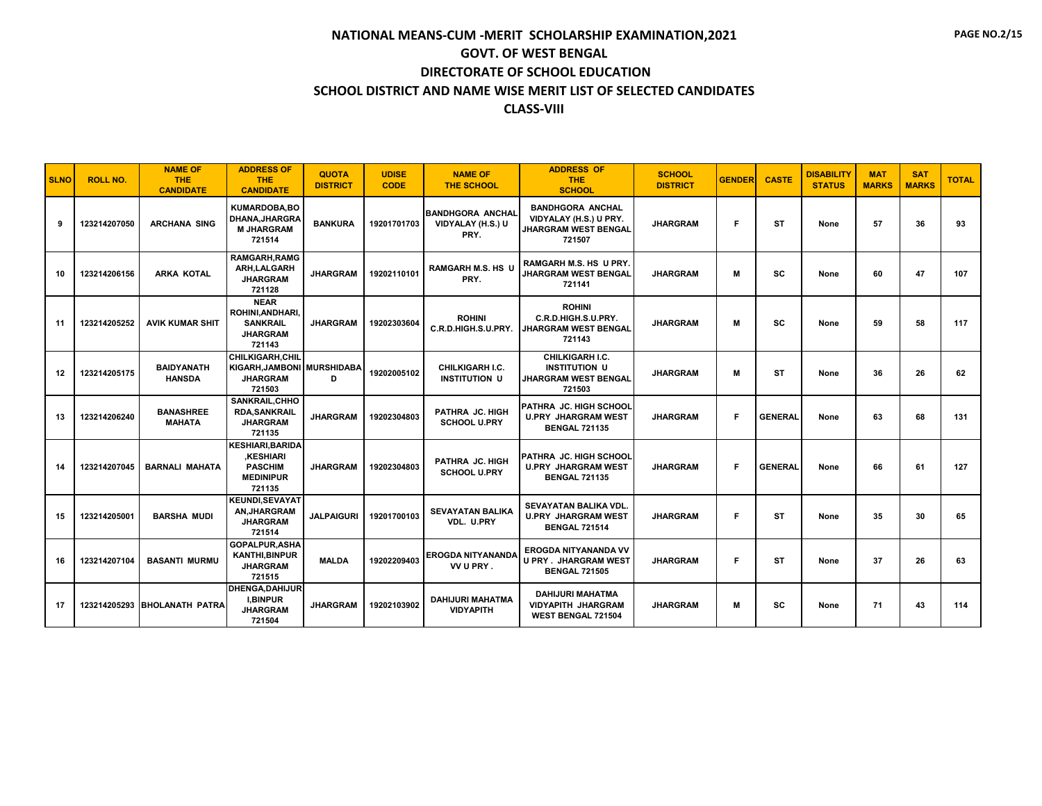# NATIONAL MEANS-CUM -MERIT SCHOLARSHIP EXAMINATION,2021

## GOVT. OF WEST BENGAL

## DIRECTORATE OF SCHOOL EDUCATION

## SCHOOL DISTRICT AND NAME WISE MERIT LIST OF SELECTED CANDIDATES

## CLASS-VIII

| SLNO | ROLL NO. | NAME OF THE CANDIDATE | ADDRESS OF THE CANDIDATE | QUOTA DISTRICT | UDISE CODE | NAME OF THE SCHOOL | ADDRESS OF THE SCHOOL | SCHOOL DISTRICT | GENDER | CASTE | DISABILITY STATUS | MAT MARKS | SAT MARKS | TOTAL |
|---|---|---|---|---|---|---|---|---|---|---|---|---|---|---|
| 9 | 123214207050 | ARCHANA SING | KUMARDOBA,BODHANA,JHARGRAM JHARGRAM 721514 | BANKURA | 19201701703 | BANDHGORA ANCHAL VIDYALAY (H.S.) U PRY. | BANDHGORA ANCHAL VIDYALAY (H.S.) U PRY. JHARGRAM WEST BENGAL 721507 | JHARGRAM | F | ST | None | 57 | 36 | 93 |
| 10 | 123214206156 | ARKA KOTAL | RAMGARH,RAMGARH,LALGARH JHARGRAM 721128 | JHARGRAM | 19202110101 | RAMGARH M.S. HS U PRY. | RAMGARH M.S. HS U PRY. JHARGRAM WEST BENGAL 721141 | JHARGRAM | M | SC | None | 60 | 47 | 107 |
| 11 | 123214205252 | AVIK KUMAR SHIT | NEAR ROHINI,ANDHARI, SANKRAIL JHARGRAM 721143 | JHARGRAM | 19202303604 | ROHINI C.R.D.HIGH.S.U.PRY. | ROHINI C.R.D.HIGH.S.U.PRY. JHARGRAM WEST BENGAL 721143 | JHARGRAM | M | SC | None | 59 | 58 | 117 |
| 12 | 123214205175 | BAIDYANATH HANSDA | CHILKIGARH,CHILKIGARH,JAMBONI JHARGRAM 721503 | MURSHIDABAD | 19202005102 | CHILKIGARH I.C. INSTITUTION U | CHILKIGARH I.C. INSTITUTION U JHARGRAM WEST BENGAL 721503 | JHARGRAM | M | ST | None | 36 | 26 | 62 |
| 13 | 123214206240 | BANASHREE MAHATA | SANKRAIL,CHHORDA,SANKRAIL JHARGRAM 721135 | JHARGRAM | 19202304803 | PATHRA JC. HIGH SCHOOL U.PRY | PATHRA JC. HIGH SCHOOL U.PRY JHARGRAM WEST BENGAL 721135 | JHARGRAM | F | GENERAL | None | 63 | 68 | 131 |
| 14 | 123214207045 | BARNALI MAHATA | KESHIARI,BARIDA ,KESHIARI PASCHIM MEDINIPUR 721135 | JHARGRAM | 19202304803 | PATHRA JC. HIGH SCHOOL U.PRY | PATHRA JC. HIGH SCHOOL U.PRY JHARGRAM WEST BENGAL 721135 | JHARGRAM | F | GENERAL | None | 66 | 61 | 127 |
| 15 | 123214205001 | BARSHA MUDI | KEUNDI,SEVAYATAN,JHARGRAM JHARGRAM 721514 | JALPAIGURI | 19201700103 | SEVAYATAN BALIKA VDL. U.PRY | SEVAYATAN BALIKA VDL. U.PRY JHARGRAM WEST BENGAL 721514 | JHARGRAM | F | ST | None | 35 | 30 | 65 |
| 16 | 123214207104 | BASANTI MURMU | GOPALPUR,ASHAKANTHI,BINPUR JHARGRAM 721515 | MALDA | 19202209403 | EROGDA NITYANANDA VV U PRY . | EROGDA NITYANANDA VV U PRY . JHARGRAM WEST BENGAL 721505 | JHARGRAM | F | ST | None | 37 | 26 | 63 |
| 17 | 123214205293 | BHOLANATH PATRA | DHENGA,DAHIJURI,BINPUR JHARGRAM 721504 | JHARGRAM | 19202103902 | DAHIJURI MAHATMA VIDYAPITH | DAHIJURI MAHATMA VIDYAPITH JHARGRAM WEST BENGAL 721504 | JHARGRAM | M | SC | None | 71 | 43 | 114 |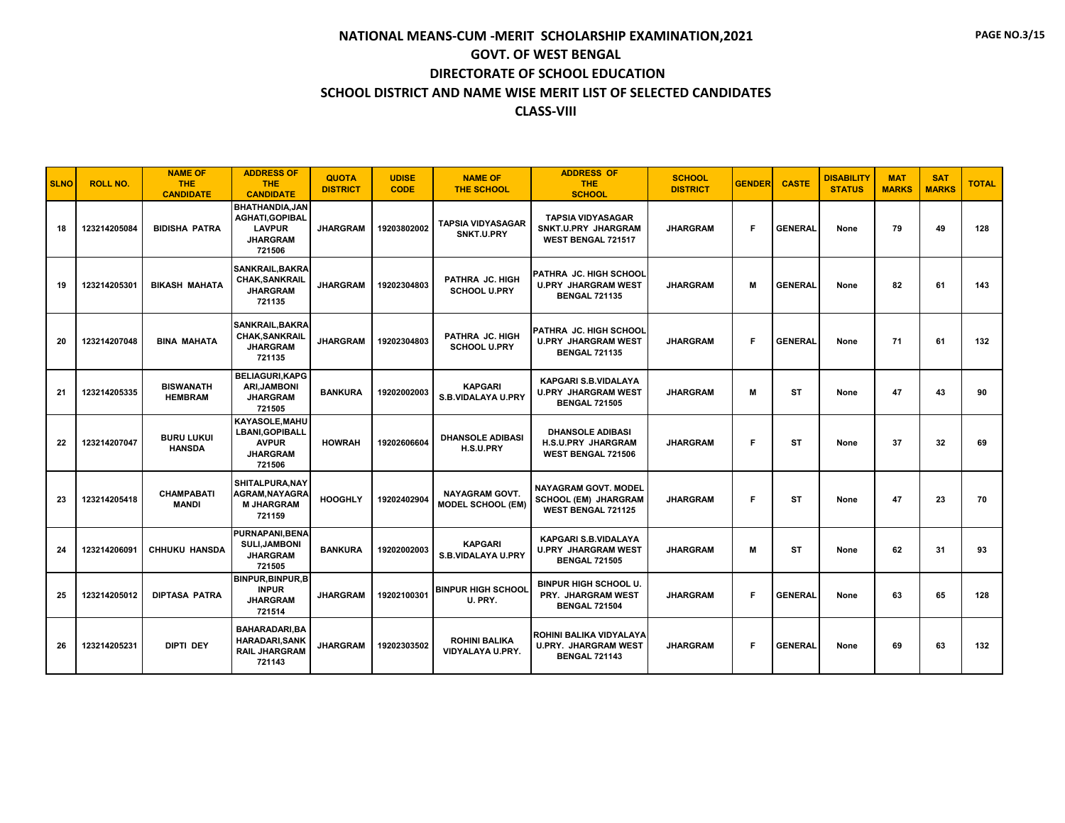# NATIONAL MEANS-CUM -MERIT SCHOLARSHIP EXAMINATION,2021

## GOVT. OF WEST BENGAL

## DIRECTORATE OF SCHOOL EDUCATION

## SCHOOL DISTRICT AND NAME WISE MERIT LIST OF SELECTED CANDIDATES

## CLASS-VIII

| SLNO | ROLL NO. | NAME OF THE CANDIDATE | ADDRESS OF THE CANDIDATE | QUOTA DISTRICT | UDISE CODE | NAME OF THE SCHOOL | ADDRESS OF THE SCHOOL | SCHOOL DISTRICT | GENDER | CASTE | DISABILITY STATUS | MAT MARKS | SAT MARKS | TOTAL |
|---|---|---|---|---|---|---|---|---|---|---|---|---|---|---|
| 18 | 123214205084 | BIDISHA PATRA | BHATHANDIA,JANAGHATI,GOPIBALLAVPUR JHARGRAM 721506 | JHARGRAM | 19203802002 | TAPSIA VIDYASAGAR SNKT.U.PRY | TAPSIA VIDYASAGAR SNKT.U.PRY JHARGRAM WEST BENGAL 721517 | JHARGRAM | F | GENERAL | None | 79 | 49 | 128 |
| 19 | 123214205301 | BIKASH MAHATA | SANKRAIL,BAKRACHAK,SANKRAIL JHARGRAM 721135 | JHARGRAM | 19202304803 | PATHRA JC. HIGH SCHOOL U.PRY | PATHRA JC. HIGH SCHOOL U.PRY JHARGRAM WEST BENGAL 721135 | JHARGRAM | M | GENERAL | None | 82 | 61 | 143 |
| 20 | 123214207048 | BINA MAHATA | SANKRAIL,BAKRACHAK,SANKRAIL JHARGRAM 721135 | JHARGRAM | 19202304803 | PATHRA JC. HIGH SCHOOL U.PRY | PATHRA JC. HIGH SCHOOL U.PRY JHARGRAM WEST BENGAL 721135 | JHARGRAM | F | GENERAL | None | 71 | 61 | 132 |
| 21 | 123214205335 | BISWANATH HEMBRAM | BELIAGURI,KAPGARI,JAMBONI JHARGRAM 721505 | BANKURA | 19202002003 | KAPGARI S.B.VIDALAYA U.PRY | KAPGARI S.B.VIDALAYA U.PRY JHARGRAM WEST BENGAL 721505 | JHARGRAM | M | ST | None | 47 | 43 | 90 |
| 22 | 123214207047 | BURU LUKUI HANSDA | KAYASOLE,MAHULBANI,GOPIBALLAVPUR JHARGRAM 721506 | HOWRAH | 19202606604 | DHANSOLE ADIBASI H.S.U.PRY | DHANSOLE ADIBASI H.S.U.PRY JHARGRAM WEST BENGAL 721506 | JHARGRAM | F | ST | None | 37 | 32 | 69 |
| 23 | 123214205418 | CHAMPABATI MANDI | SHITALPURA,NAYAGRAM,NAYAGRAM JHARGRAM 721159 | HOOGHLY | 19202402904 | NAYAGRAM GOVT. MODEL SCHOOL (EM) | NAYAGRAM GOVT. MODEL SCHOOL (EM) JHARGRAM WEST BENGAL 721125 | JHARGRAM | F | ST | None | 47 | 23 | 70 |
| 24 | 123214206091 | CHHUKU HANSDA | PURNAPANI,BENASULI,JAMBONI JHARGRAM 721505 | BANKURA | 19202002003 | KAPGARI S.B.VIDALAYA U.PRY | KAPGARI S.B.VIDALAYA U.PRY JHARGRAM WEST BENGAL 721505 | JHARGRAM | M | ST | None | 62 | 31 | 93 |
| 25 | 123214205012 | DIPTASA PATRA | BINPUR,BINPUR,BINPUR JHARGRAM 721514 | JHARGRAM | 19202100301 | BINPUR HIGH SCHOOL U. PRY. | BINPUR HIGH SCHOOL U. PRY. JHARGRAM WEST BENGAL 721504 | JHARGRAM | F | GENERAL | None | 63 | 65 | 128 |
| 26 | 123214205231 | DIPTI DEY | BAHARADARI,BAHARADARI,SANKRAIL JHARGRAM 721143 | JHARGRAM | 19202303502 | ROHINI BALIKA VIDYALAYA U.PRY. | ROHINI BALIKA VIDYALAYA U.PRY. JHARGRAM WEST BENGAL 721143 | JHARGRAM | F | GENERAL | None | 69 | 63 | 132 |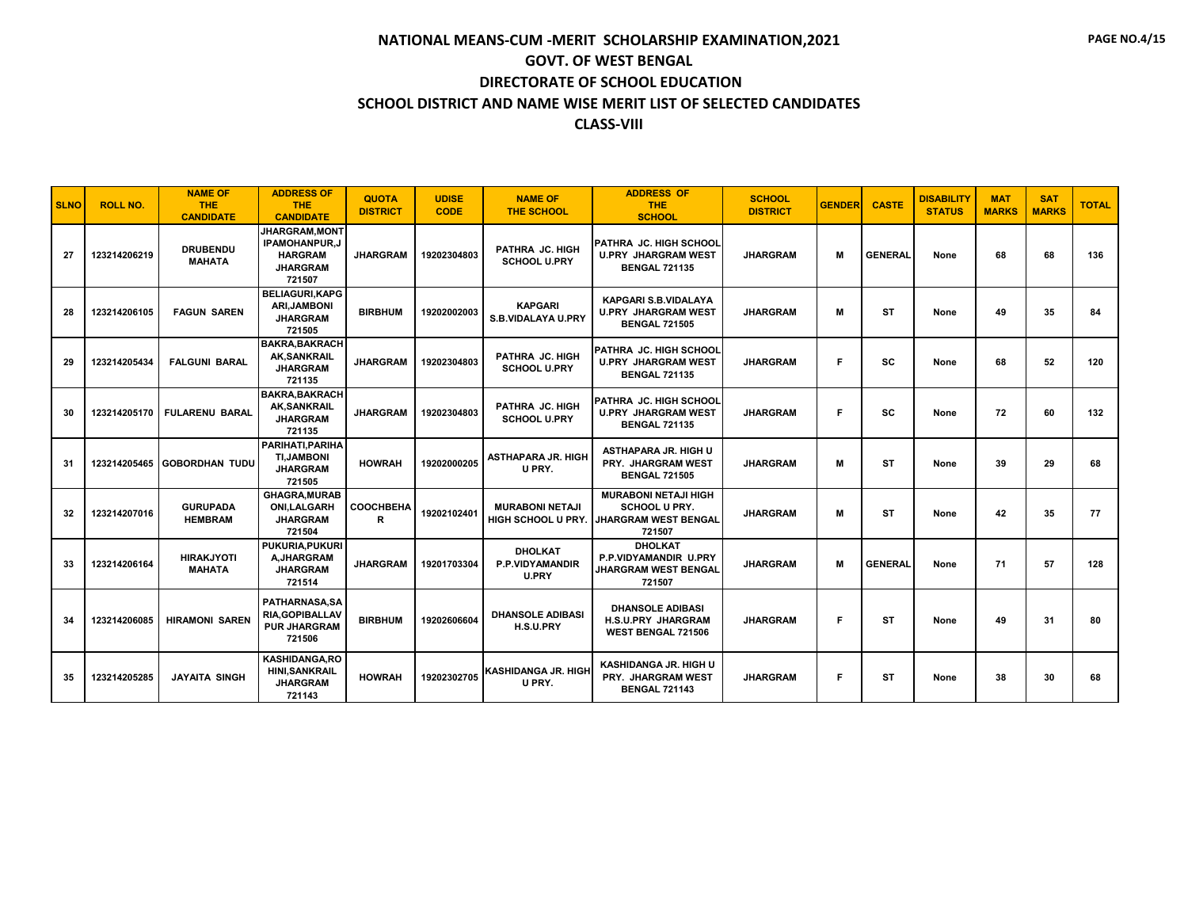# NATIONAL MEANS-CUM -MERIT SCHOLARSHIP EXAMINATION,2021

## GOVT. OF WEST BENGAL

## DIRECTORATE OF SCHOOL EDUCATION

## SCHOOL DISTRICT AND NAME WISE MERIT LIST OF SELECTED CANDIDATES

## CLASS-VIII

| SLNO | ROLL NO. | NAME OF THE CANDIDATE | ADDRESS OF THE CANDIDATE | QUOTA DISTRICT | UDISE CODE | NAME OF THE SCHOOL | ADDRESS OF THE SCHOOL | SCHOOL DISTRICT | GENDER | CASTE | DISABILITY STATUS | MAT MARKS | SAT MARKS | TOTAL |
|---|---|---|---|---|---|---|---|---|---|---|---|---|---|---|
| 27 | 123214206219 | DRUBENDU MAHATA | JHARGRAM,MONTIPAMOHANPUR,JHARGRAM JHARGRAM 721507 | JHARGRAM | 19202304803 | PATHRA JC. HIGH SCHOOL U.PRY | PATHRA JC. HIGH SCHOOL U.PRY JHARGRAM WEST BENGAL 721135 | JHARGRAM | M | GENERAL | None | 68 | 68 | 136 |
| 28 | 123214206105 | FAGUN SAREN | BELIAGURI,KAPGARI,JAMBONI JHARGRAM 721505 | BIRBHUM | 19202002003 | KAPGARI S.B.VIDALAYA U.PRY | KAPGARI S.B.VIDALAYA U.PRY JHARGRAM WEST BENGAL 721505 | JHARGRAM | M | ST | None | 49 | 35 | 84 |
| 29 | 123214205434 | FALGUNI BARAL | BAKRA,BAKRACHAK,SANKRAIL JHARGRAM 721135 | JHARGRAM | 19202304803 | PATHRA JC. HIGH SCHOOL U.PRY | PATHRA JC. HIGH SCHOOL U.PRY JHARGRAM WEST BENGAL 721135 | JHARGRAM | F | SC | None | 68 | 52 | 120 |
| 30 | 123214205170 | FULARENU BARAL | BAKRA,BAKRACHAK,SANKRAIL JHARGRAM 721135 | JHARGRAM | 19202304803 | PATHRA JC. HIGH SCHOOL U.PRY | PATHRA JC. HIGH SCHOOL U.PRY JHARGRAM WEST BENGAL 721135 | JHARGRAM | F | SC | None | 72 | 60 | 132 |
| 31 | 123214205465 | GOBORDHAN TUDU | PARIHATI,PARIHATI,JAMBONI JHARGRAM 721505 | HOWRAH | 19202000205 | ASTHAPARA JR. HIGH U PRY. | ASTHAPARA JR. HIGH U PRY. JHARGRAM WEST BENGAL 721505 | JHARGRAM | M | ST | None | 39 | 29 | 68 |
| 32 | 123214207016 | GURUPADA HEMBRAM | GHAGRA,MURABONI,LALGARH JHARGRAM 721504 | COOCHBEHAR | 19202102401 | MURABONI NETAJI HIGH SCHOOL U PRY. | MURABONI NETAJI HIGH SCHOOL U PRY. JHARGRAM WEST BENGAL 721507 | JHARGRAM | M | ST | None | 42 | 35 | 77 |
| 33 | 123214206164 | HIRAKJYOTI MAHATA | PUKURIA,PUKURIA,JHARGRAM JHARGRAM 721514 | JHARGRAM | 19201703304 | DHOLKAT P.P.VIDYAMANDIR U.PRY | DHOLKAT P.P.VIDYAMANDIR U.PRY JHARGRAM WEST BENGAL 721507 | JHARGRAM | M | GENERAL | None | 71 | 57 | 128 |
| 34 | 123214206085 | HIRAMONI SAREN | PATHARNASA,SARIA,GOPIBALLAVPUR JHARGRAM 721506 | BIRBHUM | 19202606604 | DHANSOLE ADIBASI H.S.U.PRY | DHANSOLE ADIBASI H.S.U.PRY JHARGRAM WEST BENGAL 721506 | JHARGRAM | F | ST | None | 49 | 31 | 80 |
| 35 | 123214205285 | JAYAITA SINGH | KASHIDANGA,ROHINI,SANKRAIL JHARGRAM 721143 | HOWRAH | 19202302705 | KASHIDANGA JR. HIGH U PRY. | KASHIDANGA JR. HIGH U PRY. JHARGRAM WEST BENGAL 721143 | JHARGRAM | F | ST | None | 38 | 30 | 68 |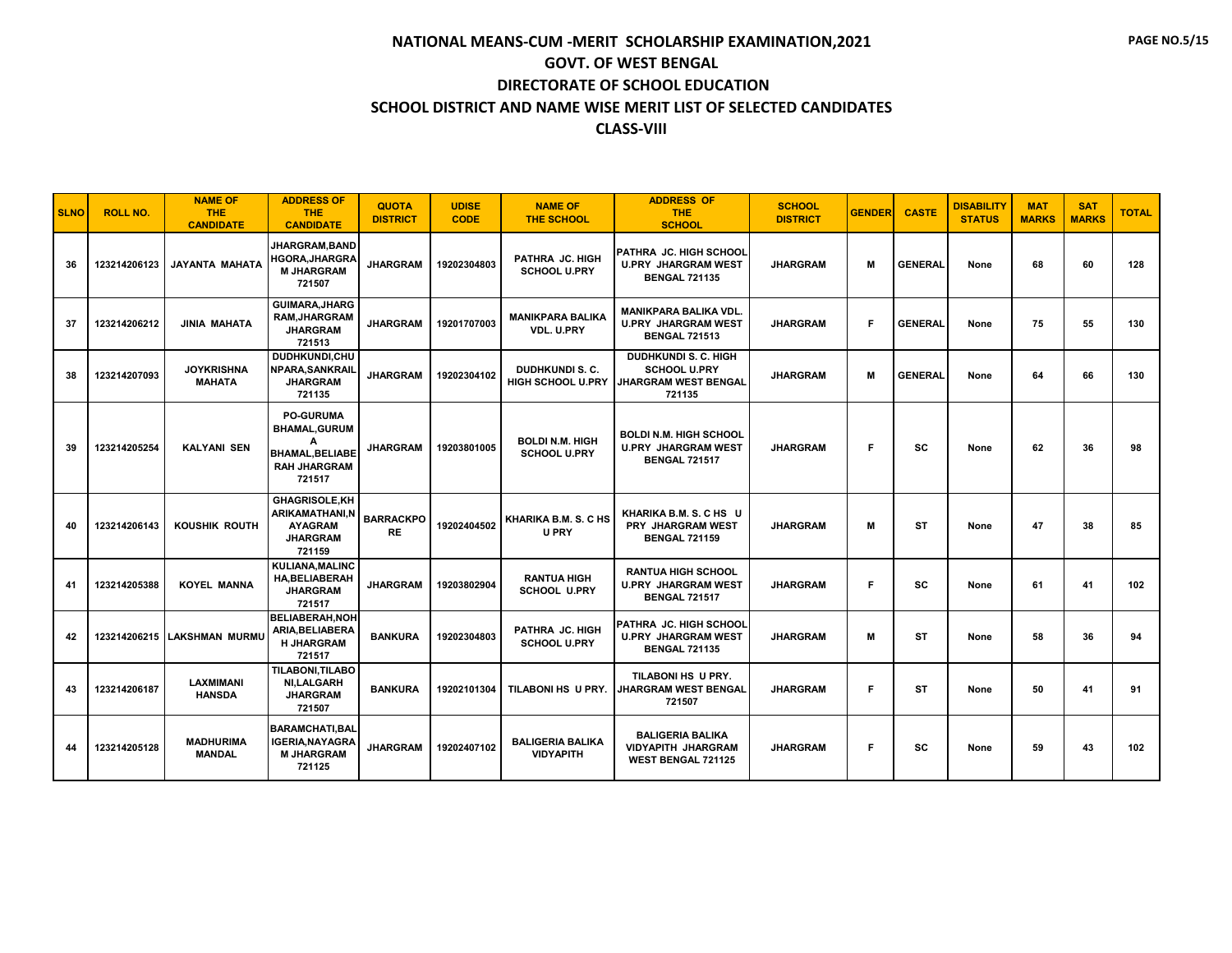# NATIONAL MEANS-CUM -MERIT SCHOLARSHIP EXAMINATION,2021

## GOVT. OF WEST BENGAL

## DIRECTORATE OF SCHOOL EDUCATION

## SCHOOL DISTRICT AND NAME WISE MERIT LIST OF SELECTED CANDIDATES

## CLASS-VIII

| SLNO | ROLL NO. | NAME OF THE CANDIDATE | ADDRESS OF THE CANDIDATE | QUOTA DISTRICT | UDISE CODE | NAME OF THE SCHOOL | ADDRESS OF THE SCHOOL | SCHOOL DISTRICT | GENDER | CASTE | DISABILITY STATUS | MAT MARKS | SAT MARKS | TOTAL |
|---|---|---|---|---|---|---|---|---|---|---|---|---|---|---|
| 36 | 123214206123 | JAYANTA MAHATA | JHARGRAM,BANDHGORA,JHARGRAM JHARGRAM 721507 | JHARGRAM | 19202304803 | PATHRA JC. HIGH SCHOOL U.PRY | PATHRA JC. HIGH SCHOOL U.PRY JHARGRAM WEST BENGAL 721135 | JHARGRAM | M | GENERAL | None | 68 | 60 | 128 |
| 37 | 123214206212 | JINIA MAHATA | GUIMARA,JHARGRAM,JHARGRAM JHARGRAM 721513 | JHARGRAM | 19201707003 | MANIKPARA BALIKA VDL. U.PRY | MANIKPARA BALIKA VDL. U.PRY JHARGRAM WEST BENGAL 721513 | JHARGRAM | F | GENERAL | None | 75 | 55 | 130 |
| 38 | 123214207093 | JOYKRISHNA MAHATA | DUDHKUNDI,CHUNPARA,SANKRAIL JHARGRAM 721135 | JHARGRAM | 19202304102 | DUDHKUNDI S. C. HIGH SCHOOL U.PRY | DUDHKUNDI S. C. HIGH SCHOOL U.PRY JHARGRAM WEST BENGAL 721135 | JHARGRAM | M | GENERAL | None | 64 | 66 | 130 |
| 39 | 123214205254 | KALYANI SEN | PO-GURUMA BHAMAL,GURUMA BHAMAL,BELIABERAH JHARGRAM 721517 | JHARGRAM | 19203801005 | BOLDI N.M. HIGH SCHOOL U.PRY | BOLDI N.M. HIGH SCHOOL U.PRY JHARGRAM WEST BENGAL 721517 | JHARGRAM | F | SC | None | 62 | 36 | 98 |
| 40 | 123214206143 | KOUSHIK ROUTH | GHAGRISOLE,KHARIKAMATHANI,NAYAGRAM JHARGRAM 721159 | BARRACKPORE | 19202404502 | KHARIKA B.M. S. C HS U PRY | KHARIKA B.M. S. C HS U PRY JHARGRAM WEST BENGAL 721159 | JHARGRAM | M | ST | None | 47 | 38 | 85 |
| 41 | 123214205388 | KOYEL MANNA | KULIANA,MALINCHA,BELIABERAH JHARGRAM 721517 | JHARGRAM | 19203802904 | RANTUA HIGH SCHOOL U.PRY | RANTUA HIGH SCHOOL U.PRY JHARGRAM WEST BENGAL 721517 | JHARGRAM | F | SC | None | 61 | 41 | 102 |
| 42 | 123214206215 | LAKSHMAN MURMU | BELIABERAH,NOHARIA,BELIABERAH JHARGRAM 721517 | BANKURA | 19202304803 | PATHRA JC. HIGH SCHOOL U.PRY | PATHRA JC. HIGH SCHOOL U.PRY JHARGRAM WEST BENGAL 721135 | JHARGRAM | M | ST | None | 58 | 36 | 94 |
| 43 | 123214206187 | LAXMIMANI HANSDA | TILABONI,TILABONI,LALGARH JHARGRAM 721507 | BANKURA | 19202101304 | TILABONI HS U PRY. | TILABONI HS U PRY. JHARGRAM WEST BENGAL 721507 | JHARGRAM | F | ST | None | 50 | 41 | 91 |
| 44 | 123214205128 | MADHURIMA MANDAL | BARAMCHATI,BALIGERIA,NAYAGRAM JHARGRAM 721125 | JHARGRAM | 19202407102 | BALIGERIA BALIKA VIDYAPITH | BALIGERIA BALIKA VIDYAPITH JHARGRAM WEST BENGAL 721125 | JHARGRAM | F | SC | None | 59 | 43 | 102 |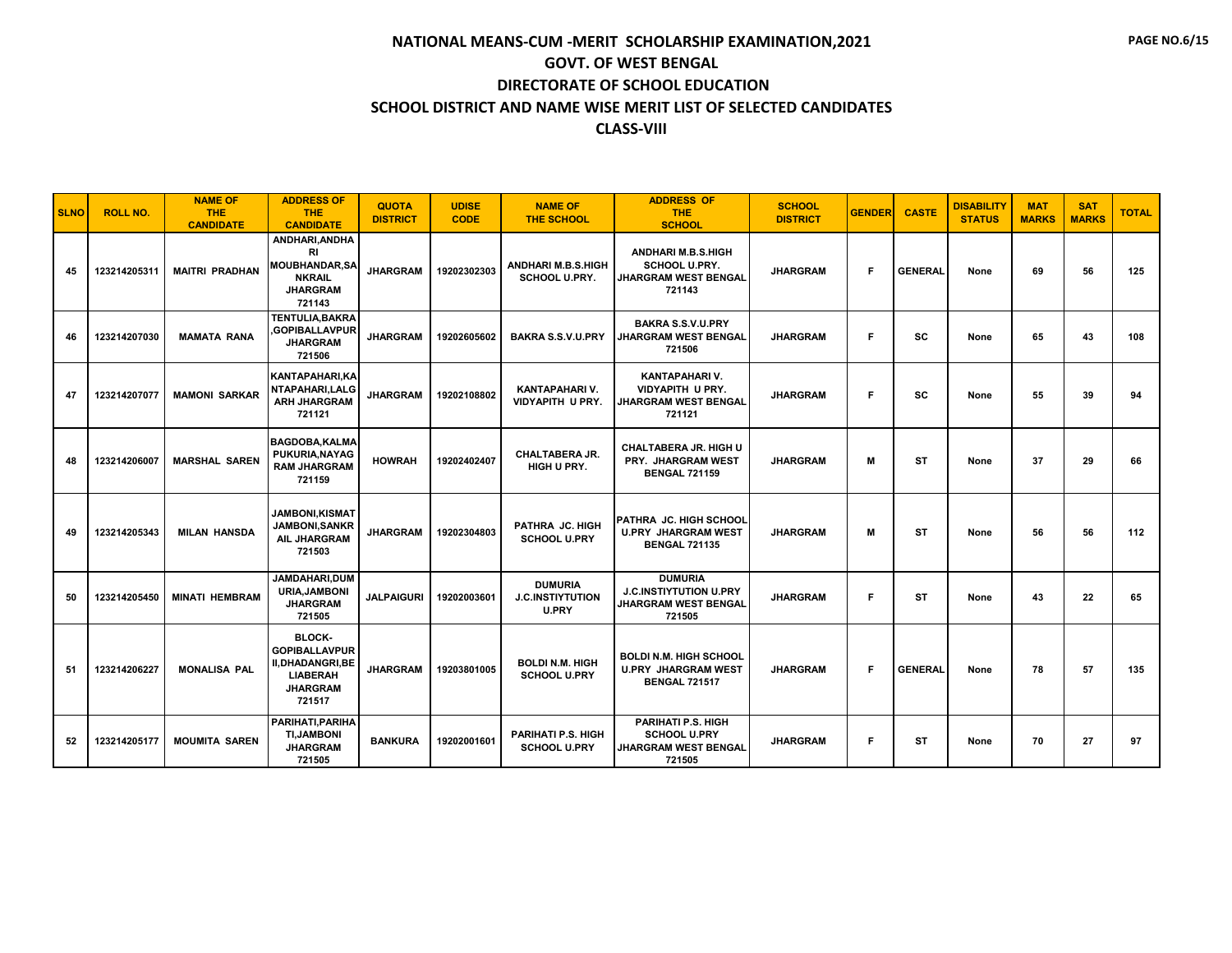# NATIONAL MEANS-CUM -MERIT SCHOLARSHIP EXAMINATION,2021

## GOVT. OF WEST BENGAL

## DIRECTORATE OF SCHOOL EDUCATION

## SCHOOL DISTRICT AND NAME WISE MERIT LIST OF SELECTED CANDIDATES

## CLASS-VIII

| SLNO | ROLL NO. | NAME OF THE CANDIDATE | ADDRESS OF THE CANDIDATE | QUOTA DISTRICT | UDISE CODE | NAME OF THE SCHOOL | ADDRESS OF THE SCHOOL | SCHOOL DISTRICT | GENDER | CASTE | DISABILITY STATUS | MAT MARKS | SAT MARKS | TOTAL |
|---|---|---|---|---|---|---|---|---|---|---|---|---|---|---|
| 45 | 123214205311 | MAITRI PRADHAN | ANDHARI,ANDHARI MOUBHANDAR,SANKRAIL JHARGRAM 721143 | JHARGRAM | 19202302303 | ANDHARI M.B.S.HIGH SCHOOL U.PRY. | ANDHARI M.B.S.HIGH SCHOOL U.PRY. JHARGRAM WEST BENGAL 721143 | JHARGRAM | F | GENERAL | None | 69 | 56 | 125 |
| 46 | 123214207030 | MAMATA RANA | TENTULIA,BAKRA,GOPIBALLAVPUR JHARGRAM 721506 | JHARGRAM | 19202605602 | BAKRA S.S.V.U.PRY | BAKRA S.S.V.U.PRY JHARGRAM WEST BENGAL 721506 | JHARGRAM | F | SC | None | 65 | 43 | 108 |
| 47 | 123214207077 | MAMONI SARKAR | KANTAPAHARI,KANTAPAHARI,LALGARH JHARGRAM 721121 | JHARGRAM | 19202108802 | KANTAPAHARI V. VIDYAPITH U PRY. | KANTAPAHARI V. VIDYAPITH U PRY. JHARGRAM WEST BENGAL 721121 | JHARGRAM | F | SC | None | 55 | 39 | 94 |
| 48 | 123214206007 | MARSHAL SAREN | BAGDOBA,KALMAPUKURIA,NAYAGRAM JHARGRAM 721159 | HOWRAH | 19202402407 | CHALTABERA JR. HIGH U PRY. | CHALTABERA JR. HIGH U PRY. JHARGRAM WEST BENGAL 721159 | JHARGRAM | M | ST | None | 37 | 29 | 66 |
| 49 | 123214205343 | MILAN HANSDA | JAMBONI,KISMAT JAMBONI,SANKRAIL JHARGRAM 721503 | JHARGRAM | 19202304803 | PATHRA JC. HIGH SCHOOL U.PRY | PATHRA JC. HIGH SCHOOL U.PRY JHARGRAM WEST BENGAL 721135 | JHARGRAM | M | ST | None | 56 | 56 | 112 |
| 50 | 123214205450 | MINATI HEMBRAM | JAMDAHARI,DUMURIA,JAMBONI JHARGRAM 721505 | JALPAIGURI | 19202003601 | DUMURIA J.C.INSTIYTUTION U.PRY | DUMURIA J.C.INSTIYTUTION U.PRY JHARGRAM WEST BENGAL 721505 | JHARGRAM | F | ST | None | 43 | 22 | 65 |
| 51 | 123214206227 | MONALISA PAL | BLOCK-GOPIBALLAVPUR II,DHADANGRI,BELIABERAH JHARGRAM 721517 | JHARGRAM | 19203801005 | BOLDI N.M. HIGH SCHOOL U.PRY | BOLDI N.M. HIGH SCHOOL U.PRY JHARGRAM WEST BENGAL 721517 | JHARGRAM | F | GENERAL | None | 78 | 57 | 135 |
| 52 | 123214205177 | MOUMITA SAREN | PARIHATI,PARIHATI,JAMBONI JHARGRAM 721505 | BANKURA | 19202001601 | PARIHATI P.S. HIGH SCHOOL U.PRY | PARIHATI P.S. HIGH SCHOOL U.PRY JHARGRAM WEST BENGAL 721505 | JHARGRAM | F | ST | None | 70 | 27 | 97 |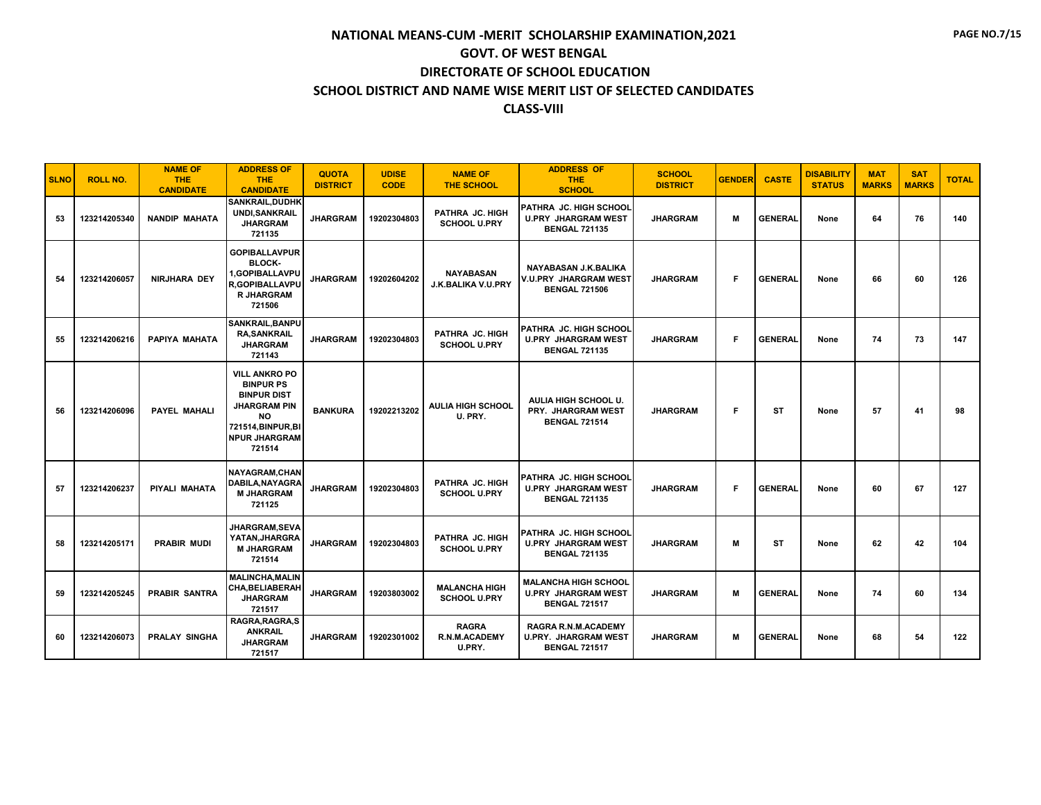# NATIONAL MEANS-CUM -MERIT SCHOLARSHIP EXAMINATION,2021

## GOVT. OF WEST BENGAL

## DIRECTORATE OF SCHOOL EDUCATION

## SCHOOL DISTRICT AND NAME WISE MERIT LIST OF SELECTED CANDIDATES

## CLASS-VIII

| SLNO | ROLL NO. | NAME OF THE CANDIDATE | ADDRESS OF THE CANDIDATE | QUOTA DISTRICT | UDISE CODE | NAME OF THE SCHOOL | ADDRESS OF THE SCHOOL | SCHOOL DISTRICT | GENDER | CASTE | DISABILITY STATUS | MAT MARKS | SAT MARKS | TOTAL |
|---|---|---|---|---|---|---|---|---|---|---|---|---|---|---|
| 53 | 123214205340 | NANDIP MAHATA | SANKRAIL,DUDHKUNDI,SANKRAIL JHARGRAM 721135 | JHARGRAM | 19202304803 | PATHRA JC. HIGH SCHOOL U.PRY | PATHRA JC. HIGH SCHOOL U.PRY JHARGRAM WEST BENGAL 721135 | JHARGRAM | M | GENERAL | None | 64 | 76 | 140 |
| 54 | 123214206057 | NIRJHARA DEY | GOPIBALLAVPUR BLOCK-1,GOPIBALLAVPUR,GOPIBALLAVPUR JHARGRAM 721506 | JHARGRAM | 19202604202 | NAYABASAN J.K.BALIKA V.U.PRY | NAYABASAN J.K.BALIKA V.U.PRY JHARGRAM WEST BENGAL 721506 | JHARGRAM | F | GENERAL | None | 66 | 60 | 126 |
| 55 | 123214206216 | PAPIYA MAHATA | SANKRAIL,BANPURA,SANKRAIL JHARGRAM 721143 | JHARGRAM | 19202304803 | PATHRA JC. HIGH SCHOOL U.PRY | PATHRA JC. HIGH SCHOOL U.PRY JHARGRAM WEST BENGAL 721135 | JHARGRAM | F | GENERAL | None | 74 | 73 | 147 |
| 56 | 123214206096 | PAYEL MAHALI | VILL ANKRO PO BINPUR PS BINPUR DIST JHARGRAM PIN NO 721514,BINPUR,BINPUR JHARGRAM 721514 | BANKURA | 19202213202 | AULIA HIGH SCHOOL U. PRY. | AULIA HIGH SCHOOL U. PRY. JHARGRAM WEST BENGAL 721514 | JHARGRAM | F | ST | None | 57 | 41 | 98 |
| 57 | 123214206237 | PIYALI MAHATA | NAYAGRAM,CHANDABILA,NAYAGRAM JHARGRAM 721125 | JHARGRAM | 19202304803 | PATHRA JC. HIGH SCHOOL U.PRY | PATHRA JC. HIGH SCHOOL U.PRY JHARGRAM WEST BENGAL 721135 | JHARGRAM | F | GENERAL | None | 60 | 67 | 127 |
| 58 | 123214205171 | PRABIR MUDI | JHARGRAM,SEVAYATAN,JHARGRAM JHARGRAM 721514 | JHARGRAM | 19202304803 | PATHRA JC. HIGH SCHOOL U.PRY | PATHRA JC. HIGH SCHOOL U.PRY JHARGRAM WEST BENGAL 721135 | JHARGRAM | M | ST | None | 62 | 42 | 104 |
| 59 | 123214205245 | PRABIR SANTRA | MALINCHA,MALINCHA,BELIABERAH JHARGRAM 721517 | JHARGRAM | 19203803002 | MALANCHA HIGH SCHOOL U.PRY | MALANCHA HIGH SCHOOL U.PRY JHARGRAM WEST BENGAL 721517 | JHARGRAM | M | GENERAL | None | 74 | 60 | 134 |
| 60 | 123214206073 | PRALAY SINGHA | RAGRA,RAGRA,SANKRAIL JHARGRAM 721517 | JHARGRAM | 19202301002 | RAGRA R.N.M.ACADEMY U.PRY. | RAGRA R.N.M.ACADEMY U.PRY. JHARGRAM WEST BENGAL 721517 | JHARGRAM | M | GENERAL | None | 68 | 54 | 122 |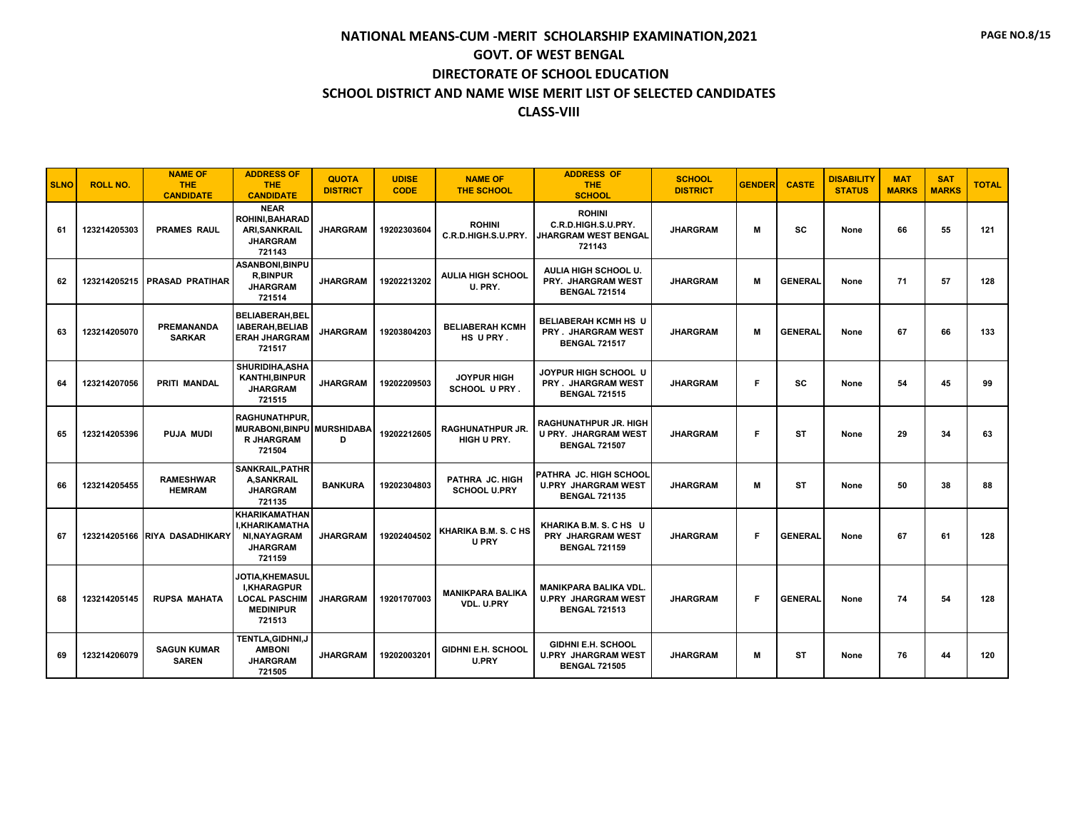# NATIONAL MEANS-CUM -MERIT SCHOLARSHIP EXAMINATION,2021

## GOVT. OF WEST BENGAL

## DIRECTORATE OF SCHOOL EDUCATION

## SCHOOL DISTRICT AND NAME WISE MERIT LIST OF SELECTED CANDIDATES

## CLASS-VIII

| SLNO | ROLL NO. | NAME OF THE CANDIDATE | ADDRESS OF THE CANDIDATE | QUOTA DISTRICT | UDISE CODE | NAME OF THE SCHOOL | ADDRESS OF THE SCHOOL | SCHOOL DISTRICT | GENDER | CASTE | DISABILITY STATUS | MAT MARKS | SAT MARKS | TOTAL |
|---|---|---|---|---|---|---|---|---|---|---|---|---|---|---|
| 61 | 123214205303 | PRAMES RAUL | NEAR ROHINI,BAHARADARI,SANKRAIL JHARGRAM 721143 | JHARGRAM | 19202303604 | ROHINI C.R.D.HIGH.S.U.PRY. | ROHINI C.R.D.HIGH.S.U.PRY. JHARGRAM WEST BENGAL 721143 | JHARGRAM | M | SC | None | 66 | 55 | 121 |
| 62 | 123214205215 | PRASAD PRATIHAR | ASANBONI,BINPUR,BINPUR JHARGRAM 721514 | JHARGRAM | 19202213202 | AULIA HIGH SCHOOL U. PRY. | AULIA HIGH SCHOOL U. PRY. JHARGRAM WEST BENGAL 721514 | JHARGRAM | M | GENERAL | None | 71 | 57 | 128 |
| 63 | 123214205070 | PREMANANDA SARKAR | BELIABERAH,BELIABERAH,BELIABERAH JHARGRAM 721517 | JHARGRAM | 19203804203 | BELIABERAH KCMH HS U PRY . | BELIABERAH KCMH HS U PRY . JHARGRAM WEST BENGAL 721517 | JHARGRAM | M | GENERAL | None | 67 | 66 | 133 |
| 64 | 123214207056 | PRITI MANDAL | SHURIDIHA,ASHAKANTHI,BINPUR JHARGRAM 721515 | JHARGRAM | 19202209503 | JOYPUR HIGH SCHOOL U PRY . | JOYPUR HIGH SCHOOL U PRY . JHARGRAM WEST BENGAL 721515 | JHARGRAM | F | SC | None | 54 | 45 | 99 |
| 65 | 123214205396 | PUJA MUDI | RAGHUNATHPUR,MURABONI,BINPUR JHARGRAM 721504 | MURSHIDABAD | 19202212605 | RAGHUNATHPUR JR. HIGH U PRY. | RAGHUNATHPUR JR. HIGH U PRY. JHARGRAM WEST BENGAL 721507 | JHARGRAM | F | ST | None | 29 | 34 | 63 |
| 66 | 123214205455 | RAMESHWAR HEMRAM | SANKRAIL,PATHRA,SANKRAIL JHARGRAM 721135 | BANKURA | 19202304803 | PATHRA JC. HIGH SCHOOL U.PRY | PATHRA JC. HIGH SCHOOL U.PRY JHARGRAM WEST BENGAL 721135 | JHARGRAM | M | ST | None | 50 | 38 | 88 |
| 67 | 123214205166 | RIYA DASADHIKARY | KHARIKAMATHANI,KHARIKAMATHANI,NAYAGRAM JHARGRAM 721159 | JHARGRAM | 19202404502 | KHARIKA B.M. S. C HS U PRY | KHARIKA B.M. S. C HS U PRY JHARGRAM WEST BENGAL 721159 | JHARGRAM | F | GENERAL | None | 67 | 61 | 128 |
| 68 | 123214205145 | RUPSA MAHATA | JOTIA,KHEMASULI,KHARAGPUR LOCAL PASCHIM MEDINIPUR 721513 | JHARGRAM | 19201707003 | MANIKPARA BALIKA VDL. U.PRY | MANIKPARA BALIKA VDL. U.PRY JHARGRAM WEST BENGAL 721513 | JHARGRAM | F | GENERAL | None | 74 | 54 | 128 |
| 69 | 123214206079 | SAGUN KUMAR SAREN | TENTLA,GIDHNI,JAMBONI JHARGRAM 721505 | JHARGRAM | 19202003201 | GIDHNI E.H. SCHOOL U.PRY | GIDHNI E.H. SCHOOL U.PRY JHARGRAM WEST BENGAL 721505 | JHARGRAM | M | ST | None | 76 | 44 | 120 |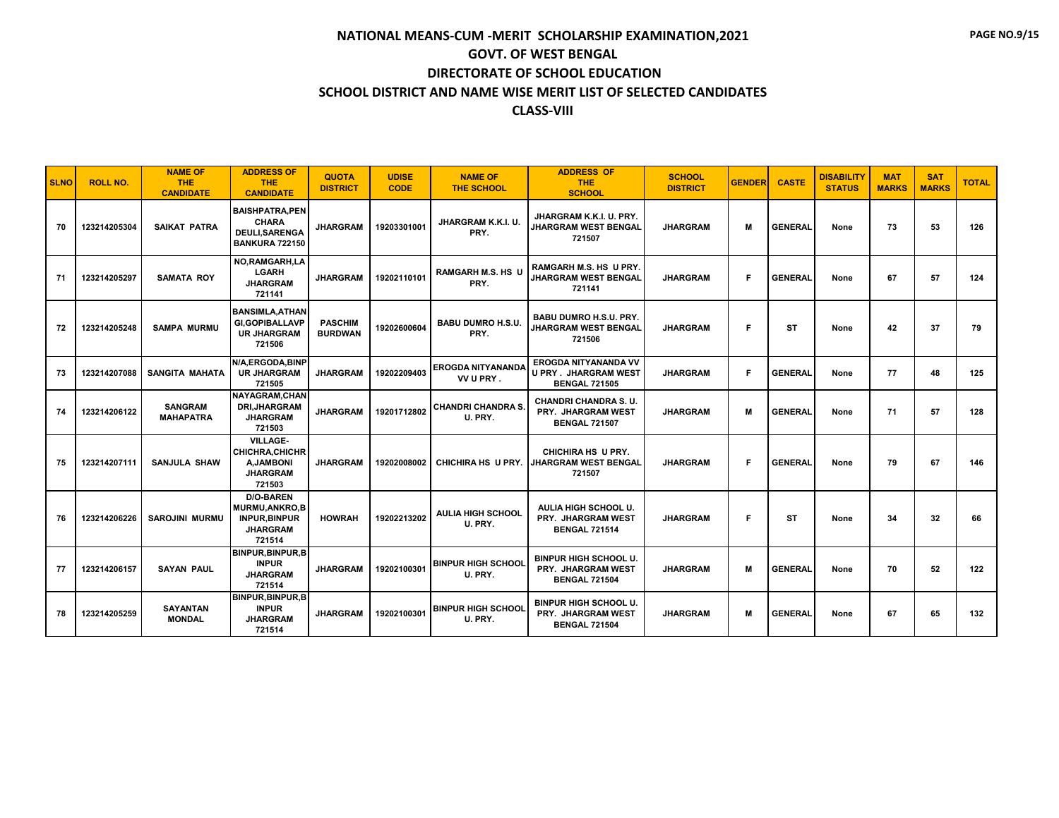# NATIONAL MEANS-CUM -MERIT SCHOLARSHIP EXAMINATION,2021

## GOVT. OF WEST BENGAL

## DIRECTORATE OF SCHOOL EDUCATION

## SCHOOL DISTRICT AND NAME WISE MERIT LIST OF SELECTED CANDIDATES

## CLASS-VIII

| SLNO | ROLL NO. | NAME OF THE CANDIDATE | ADDRESS OF THE CANDIDATE | QUOTA DISTRICT | UDISE CODE | NAME OF THE SCHOOL | ADDRESS OF THE SCHOOL | SCHOOL DISTRICT | GENDER | CASTE | DISABILITY STATUS | MAT MARKS | SAT MARKS | TOTAL |
|---|---|---|---|---|---|---|---|---|---|---|---|---|---|---|
| 70 | 123214205304 | SAIKAT PATRA | BAISHPATRA,PENCHARA DEULI,SARENGA BANKURA 722150 | JHARGRAM | 19203301001 | JHARGRAM K.K.I. U. PRY. | JHARGRAM K.K.I. U. PRY. JHARGRAM WEST BENGAL 721507 | JHARGRAM | M | GENERAL | None | 73 | 53 | 126 |
| 71 | 123214205297 | SAMATA ROY | NO,RAMGARH,LALGARH JHARGRAM 721141 | JHARGRAM | 19202110101 | RAMGARH M.S. HS U PRY. | RAMGARH M.S. HS U PRY. JHARGRAM WEST BENGAL 721141 | JHARGRAM | F | GENERAL | None | 67 | 57 | 124 |
| 72 | 123214205248 | SAMPA MURMU | BANSIMLA,ATHANGI,GOPIBALLAVPUR JHARGRAM 721506 | PASCHIM BURDWAN | 19202600604 | BABU DUMRO H.S.U. PRY. | BABU DUMRO H.S.U. PRY. JHARGRAM WEST BENGAL 721506 | JHARGRAM | F | ST | None | 42 | 37 | 79 |
| 73 | 123214207088 | SANGITA MAHATA | N/A,ERGODA,BINPUR JHARGRAM 721505 | JHARGRAM | 19202209403 | EROGDA NITYANANDA VV U PRY . | EROGDA NITYANANDA VV U PRY . JHARGRAM WEST BENGAL 721505 | JHARGRAM | F | GENERAL | None | 77 | 48 | 125 |
| 74 | 123214206122 | SANGRAM MAHAPATRA | NAYAGRAM,CHANDRI,JHARGRAM JHARGRAM 721503 | JHARGRAM | 19201712802 | CHANDRI CHANDRA S. U. PRY. | CHANDRI CHANDRA S. U. PRY. JHARGRAM WEST BENGAL 721507 | JHARGRAM | M | GENERAL | None | 71 | 57 | 128 |
| 75 | 123214207111 | SANJULA SHAW | VILLAGE-CHICHRA,CHICHRA,JAMBONI JHARGRAM 721503 | JHARGRAM | 19202008002 | CHICHIRA HS U PRY. | CHICHIRA HS U PRY. JHARGRAM WEST BENGAL 721507 | JHARGRAM | F | GENERAL | None | 79 | 67 | 146 |
| 76 | 123214206226 | SAROJINI MURMU | D/O-BAREN MURMU,ANKRO,BINPUR,BINPUR JHARGRAM 721514 | HOWRAH | 19202213202 | AULIA HIGH SCHOOL U. PRY. | AULIA HIGH SCHOOL U. PRY. JHARGRAM WEST BENGAL 721514 | JHARGRAM | F | ST | None | 34 | 32 | 66 |
| 77 | 123214206157 | SAYAN PAUL | BINPUR,BINPUR,BINPUR JHARGRAM 721514 | JHARGRAM | 19202100301 | BINPUR HIGH SCHOOL U. PRY. | BINPUR HIGH SCHOOL U. PRY. JHARGRAM WEST BENGAL 721504 | JHARGRAM | M | GENERAL | None | 70 | 52 | 122 |
| 78 | 123214205259 | SAYANTAN MONDAL | BINPUR,BINPUR,BINPUR JHARGRAM 721514 | JHARGRAM | 19202100301 | BINPUR HIGH SCHOOL U. PRY. | BINPUR HIGH SCHOOL U. PRY. JHARGRAM WEST BENGAL 721504 | JHARGRAM | M | GENERAL | None | 67 | 65 | 132 |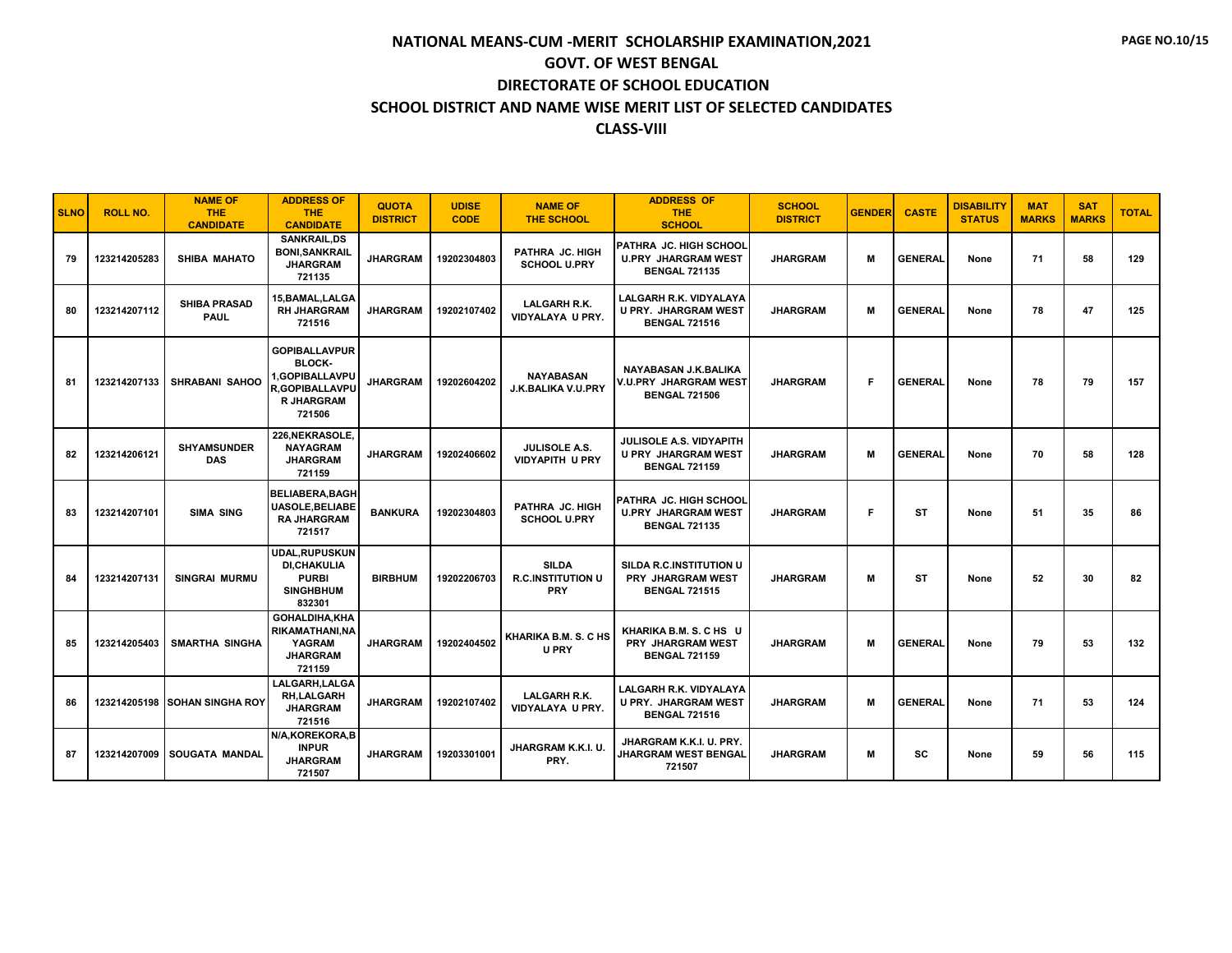# NATIONAL MEANS-CUM -MERIT SCHOLARSHIP EXAMINATION,2021
## GOVT. OF WEST BENGAL
## DIRECTORATE OF SCHOOL EDUCATION
## SCHOOL DISTRICT AND NAME WISE MERIT LIST OF SELECTED CANDIDATES
## CLASS-VIII

| SLNO | ROLL NO. | NAME OF THE CANDIDATE | ADDRESS OF THE CANDIDATE | QUOTA DISTRICT | UDISE CODE | NAME OF THE SCHOOL | ADDRESS OF THE SCHOOL | SCHOOL DISTRICT | GENDER | CASTE | DISABILITY STATUS | MAT MARKS | SAT MARKS | TOTAL |
|---|---|---|---|---|---|---|---|---|---|---|---|---|---|---|
| 79 | 123214205283 | SHIBA MAHATO | SANKRAIL,DS BONI,SANKRAIL JHARGRAM 721135 | JHARGRAM | 19202304803 | PATHRA JC. HIGH SCHOOL U.PRY | PATHRA JC. HIGH SCHOOL U.PRY JHARGRAM WEST BENGAL 721135 | JHARGRAM | M | GENERAL | None | 71 | 58 | 129 |
| 80 | 123214207112 | SHIBA PRASAD PAUL | 15,BAMAL,LALGARH JHARGRAM 721516 | JHARGRAM | 19202107402 | LALGARH R.K. VIDYALAYA U PRY. | LALGARH R.K. VIDYALAYA U PRY. JHARGRAM WEST BENGAL 721516 | JHARGRAM | M | GENERAL | None | 78 | 47 | 125 |
| 81 | 123214207133 | SHRABANI SAHOO | GOPIBALLAVPUR BLOCK-1,GOPIBALLAVPUR,GOPIBALLAVPUR JHARGRAM 721506 | JHARGRAM | 19202604202 | NAYABASAN J.K.BALIKA V.U.PRY | NAYABASAN J.K.BALIKA V.U.PRY JHARGRAM WEST BENGAL 721506 | JHARGRAM | F | GENERAL | None | 78 | 79 | 157 |
| 82 | 123214206121 | SHYAMSUNDER DAS | 226,NEKRASOLE,NAYAGRAM JHARGRAM 721159 | JHARGRAM | 19202406602 | JULISOLE A.S. VIDYAPITH U PRY | JULISOLE A.S. VIDYAPITH U PRY JHARGRAM WEST BENGAL 721159 | JHARGRAM | M | GENERAL | None | 70 | 58 | 128 |
| 83 | 123214207101 | SIMA SING | BELIABERA,BAGHUASOLE,BELIABERA JHARGRAM 721517 | BANKURA | 19202304803 | PATHRA JC. HIGH SCHOOL U.PRY | PATHRA JC. HIGH SCHOOL U.PRY JHARGRAM WEST BENGAL 721135 | JHARGRAM | F | ST | None | 51 | 35 | 86 |
| 84 | 123214207131 | SINGRAI MURMU | UDAL,RUPUSKUNDI,CHAKULIA PURBI SINGHBHUM 832301 | BIRBHUM | 19202206703 | SILDA R.C.INSTITUTION U PRY | SILDA R.C.INSTITUTION U PRY JHARGRAM WEST BENGAL 721515 | JHARGRAM | M | ST | None | 52 | 30 | 82 |
| 85 | 123214205403 | SMARTHA SINGHA | GOHALDIHA,KHARIKAMATHANI,NAYAGRAM JHARGRAM 721159 | JHARGRAM | 19202404502 | KHARIKA B.M. S. C HS U PRY | KHARIKA B.M. S. C HS U PRY JHARGRAM WEST BENGAL 721159 | JHARGRAM | M | GENERAL | None | 79 | 53 | 132 |
| 86 | 123214205198 | SOHAN SINGHA ROY | LALGARH,LALGARH,LALGARH JHARGRAM 721516 | JHARGRAM | 19202107402 | LALGARH R.K. VIDYALAYA U PRY. | LALGARH R.K. VIDYALAYA U PRY. JHARGRAM WEST BENGAL 721516 | JHARGRAM | M | GENERAL | None | 71 | 53 | 124 |
| 87 | 123214207009 | SOUGATA MANDAL | N/A,KOREKORA,BINPUR JHARGRAM 721507 | JHARGRAM | 19203301001 | JHARGRAM K.K.I. U. PRY. | JHARGRAM K.K.I. U. PRY. JHARGRAM WEST BENGAL 721507 | JHARGRAM | M | SC | None | 59 | 56 | 115 |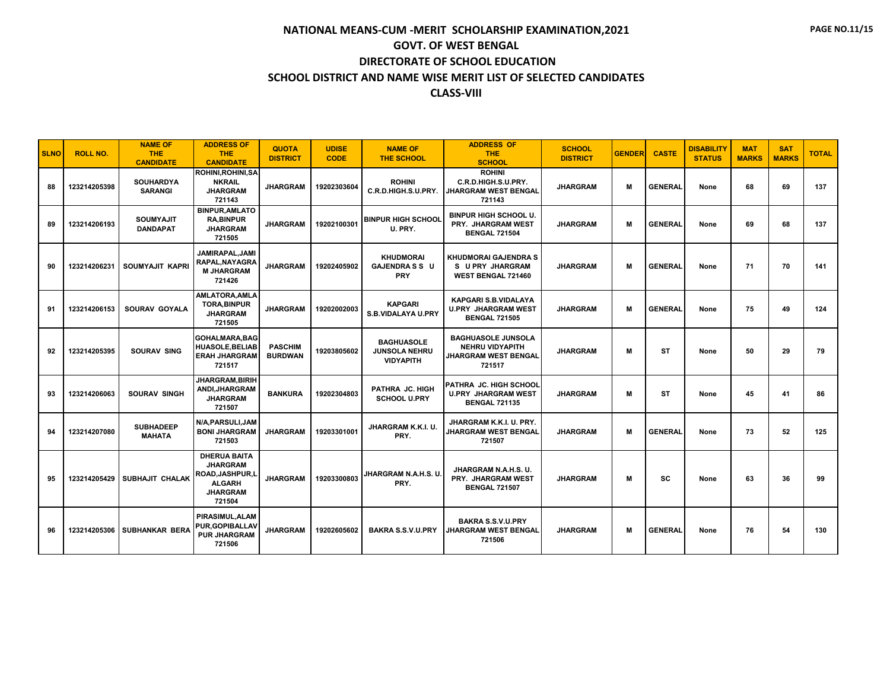# NATIONAL MEANS-CUM -MERIT SCHOLARSHIP EXAMINATION,2021

## GOVT. OF WEST BENGAL

## DIRECTORATE OF SCHOOL EDUCATION

## SCHOOL DISTRICT AND NAME WISE MERIT LIST OF SELECTED CANDIDATES

## CLASS-VIII

| SLNO | ROLL NO. | NAME OF THE CANDIDATE | ADDRESS OF THE CANDIDATE | QUOTA DISTRICT | UDISE CODE | NAME OF THE SCHOOL | ADDRESS OF THE SCHOOL | SCHOOL DISTRICT | GENDER | CASTE | DISABILITY STATUS | MAT MARKS | SAT MARKS | TOTAL |
|---|---|---|---|---|---|---|---|---|---|---|---|---|---|---|
| 88 | 123214205398 | SOUHARDYA SARANGI | ROHINI,ROHINI,SANKRAIL JHARGRAM 721143 | JHARGRAM | 19202303604 | ROHINI C.R.D.HIGH.S.U.PRY. | ROHINI C.R.D.HIGH.S.U.PRY. JHARGRAM WEST BENGAL 721143 | JHARGRAM | M | GENERAL | None | 68 | 69 | 137 |
| 89 | 123214206193 | SOUMYAJIT DANDAPAT | BINPUR,AMLATORA,BINPUR JHARGRAM 721505 | JHARGRAM | 19202100301 | BINPUR HIGH SCHOOL U. PRY. | BINPUR HIGH SCHOOL U. PRY. JHARGRAM WEST BENGAL 721504 | JHARGRAM | M | GENERAL | None | 69 | 68 | 137 |
| 90 | 123214206231 | SOUMYAJIT KAPRI | JAMIRAPAL,JAMIRAPAL,NAYAGRAM JHARGRAM 721426 | JHARGRAM | 19202405902 | KHUDMORAI GAJENDRA S S U PRY | KHUDMORAI GAJENDRA S S U PRY JHARGRAM WEST BENGAL 721460 | JHARGRAM | M | GENERAL | None | 71 | 70 | 141 |
| 91 | 123214206153 | SOURAV GOYALA | AMLATORA,AMLATORA,BINPUR JHARGRAM 721505 | JHARGRAM | 19202002003 | KAPGARI S.B.VIDALAYA U.PRY | KAPGARI S.B.VIDALAYA U.PRY JHARGRAM WEST BENGAL 721505 | JHARGRAM | M | GENERAL | None | 75 | 49 | 124 |
| 92 | 123214205395 | SOURAV SING | GOHALMARA,BAGHUASOLE,BELIABERAH JHARGRAM 721517 | PASCHIM BURDWAN | 19203805602 | BAGHUASOLE JUNSOLA NEHRU VIDYAPITH | BAGHUASOLE JUNSOLA NEHRU VIDYAPITH JHARGRAM WEST BENGAL 721517 | JHARGRAM | M | ST | None | 50 | 29 | 79 |
| 93 | 123214206063 | SOURAV SINGH | JHARGRAM,BIRIHANDI,JHARGRAM JHARGRAM 721507 | BANKURA | 19202304803 | PATHRA JC. HIGH SCHOOL U.PRY | PATHRA JC. HIGH SCHOOL U.PRY JHARGRAM WEST BENGAL 721135 | JHARGRAM | M | ST | None | 45 | 41 | 86 |
| 94 | 123214207080 | SUBHADEEP MAHATA | N/A,PARSULI,JAMBONI JHARGRAM 721503 | JHARGRAM | 19203301001 | JHARGRAM K.K.I. U. PRY. | JHARGRAM K.K.I. U. PRY. JHARGRAM WEST BENGAL 721507 | JHARGRAM | M | GENERAL | None | 73 | 52 | 125 |
| 95 | 123214205429 | SUBHAJIT CHALAK | DHERUA BAITA JHARGRAM ROAD,JASHPUR,LALGARH JHARGRAM 721504 | JHARGRAM | 19203300803 | JHARGRAM N.A.H.S. U. PRY. | JHARGRAM N.A.H.S. U. PRY. JHARGRAM WEST BENGAL 721507 | JHARGRAM | M | SC | None | 63 | 36 | 99 |
| 96 | 123214205306 | SUBHANKAR BERA | PIRASIMUL,ALAMPUR,GOPIBALLAVPUR JHARGRAM 721506 | JHARGRAM | 19202605602 | BAKRA S.S.V.U.PRY | BAKRA S.S.V.U.PRY JHARGRAM WEST BENGAL 721506 | JHARGRAM | M | GENERAL | None | 76 | 54 | 130 |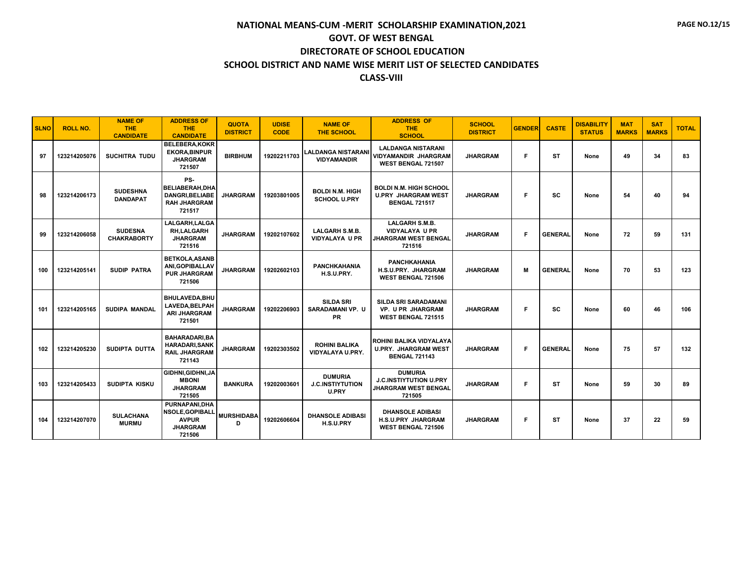# NATIONAL MEANS-CUM -MERIT SCHOLARSHIP EXAMINATION,2021

## GOVT. OF WEST BENGAL

## DIRECTORATE OF SCHOOL EDUCATION

## SCHOOL DISTRICT AND NAME WISE MERIT LIST OF SELECTED CANDIDATES

## CLASS-VIII

| SLNO | ROLL NO. | NAME OF THE CANDIDATE | ADDRESS OF THE CANDIDATE | QUOTA DISTRICT | UDISE CODE | NAME OF THE SCHOOL | ADDRESS OF THE SCHOOL | SCHOOL DISTRICT | GENDER | CASTE | DISABILITY STATUS | MAT MARKS | SAT MARKS | TOTAL |
|---|---|---|---|---|---|---|---|---|---|---|---|---|---|---|
| 97 | 123214205076 | SUCHITRA TUDU | BELEBERA,KOKREKORA,BINPUR JHARGRAM 721507 | BIRBHUM | 19202211703 | LALDANGA NISTARANI VIDYAMANDIR | LALDANGA NISTARANI VIDYAMANDIR JHARGRAM WEST BENGAL 721507 | JHARGRAM | F | ST | None | 49 | 34 | 83 |
| 98 | 123214206173 | SUDESHNA DANDAPAT | PS-BELIABERAH,DHADANGRI,BELIABERAH JHARGRAM 721517 | JHARGRAM | 19203801005 | BOLDI N.M. HIGH SCHOOL U.PRY | BOLDI N.M. HIGH SCHOOL U.PRY JHARGRAM WEST BENGAL 721517 | JHARGRAM | F | SC | None | 54 | 40 | 94 |
| 99 | 123214206058 | SUDESNA CHAKRABORTY | LALGARH,LALGARH,LALGARH JHARGRAM 721516 | JHARGRAM | 19202107602 | LALGARH S.M.B. VIDYALAYA U PR | LALGARH S.M.B. VIDYALAYA U PR JHARGRAM WEST BENGAL 721516 | JHARGRAM | F | GENERAL | None | 72 | 59 | 131 |
| 100 | 123214205141 | SUDIP PATRA | BETKOLA,ASANBANI,GOPIBALLAVPUR JHARGRAM 721506 | JHARGRAM | 19202602103 | PANCHKAHANIA H.S.U.PRY. | PANCHKAHANIA H.S.U.PRY. JHARGRAM WEST BENGAL 721506 | JHARGRAM | M | GENERAL | None | 70 | 53 | 123 |
| 101 | 123214205165 | SUDIPA MANDAL | BHULAVEDA,BHULAVEDA,BELPAHARI JHARGRAM 721501 | JHARGRAM | 19202206903 | SILDA SRI SARADAMANI VP. U PR | SILDA SRI SARADAMANI VP. U PR JHARGRAM WEST BENGAL 721515 | JHARGRAM | F | SC | None | 60 | 46 | 106 |
| 102 | 123214205230 | SUDIPTA DUTTA | BAHARADARI,BAHARADARI,SANKRAIL JHARGRAM 721143 | JHARGRAM | 19202303502 | ROHINI BALIKA VIDYALAYA U.PRY. | ROHINI BALIKA VIDYALAYA U.PRY. JHARGRAM WEST BENGAL 721143 | JHARGRAM | F | GENERAL | None | 75 | 57 | 132 |
| 103 | 123214205433 | SUDIPTA KISKU | GIDHNI,GIDHNI,JAMBONI JHARGRAM 721505 | BANKURA | 19202003601 | DUMURIA J.C.INSTIYTUTION U.PRY | DUMURIA J.C.INSTIYTUTION U.PRY JHARGRAM WEST BENGAL 721505 | JHARGRAM | F | ST | None | 59 | 30 | 89 |
| 104 | 123214207070 | SULACHANA MURMU | PURNAPANI,DHANSOLE,GOPIBALLAVPUR JHARGRAM 721506 | MURSHIDABAD | 19202606604 | DHANSOLE ADIBASI H.S.U.PRY | DHANSOLE ADIBASI H.S.U.PRY JHARGRAM WEST BENGAL 721506 | JHARGRAM | F | ST | None | 37 | 22 | 59 |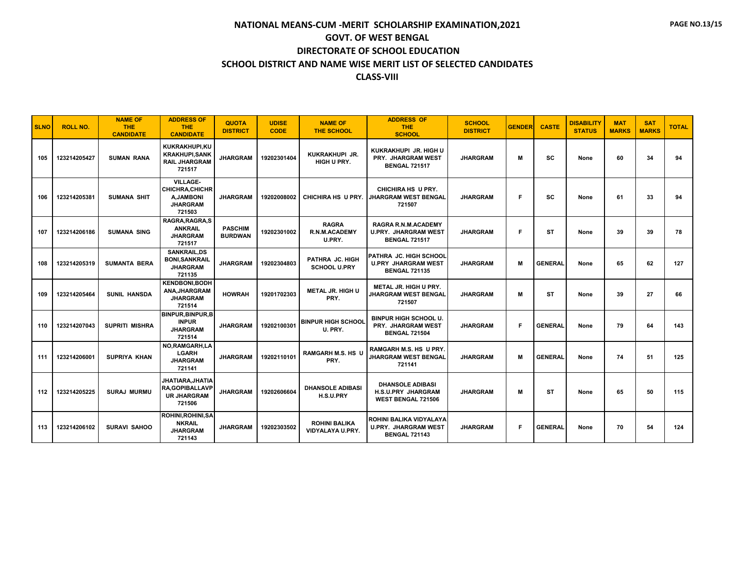# NATIONAL MEANS-CUM -MERIT SCHOLARSHIP EXAMINATION,2021

## GOVT. OF WEST BENGAL

## DIRECTORATE OF SCHOOL EDUCATION

## SCHOOL DISTRICT AND NAME WISE MERIT LIST OF SELECTED CANDIDATES

## CLASS-VIII

| SLNO | ROLL NO. | NAME OF THE CANDIDATE | ADDRESS OF THE CANDIDATE | QUOTA DISTRICT | UDISE CODE | NAME OF THE SCHOOL | ADDRESS OF THE SCHOOL | SCHOOL DISTRICT | GENDER | CASTE | DISABILITY STATUS | MAT MARKS | SAT MARKS | TOTAL |
|---|---|---|---|---|---|---|---|---|---|---|---|---|---|---|
| 105 | 123214205427 | SUMAN RANA | KUKRAKHUPI,KUKRAKHUPI,SANKRAIL JHARGRAM 721517 | JHARGRAM | 19202301404 | KUKRAKHUPI JR. HIGH U PRY. | KUKRAKHUPI JR. HIGH U PRY. JHARGRAM WEST BENGAL 721517 | JHARGRAM | M | SC | None | 60 | 34 | 94 |
| 106 | 123214205381 | SUMANA SHIT | VILLAGE-CHICHRA,CHICHRA,JAMBONI JHARGRAM 721503 | JHARGRAM | 19202008002 | CHICHIRA HS U PRY. | CHICHIRA HS U PRY. JHARGRAM WEST BENGAL 721507 | JHARGRAM | F | SC | None | 61 | 33 | 94 |
| 107 | 123214206186 | SUMANA SING | RAGRA,RAGRA,SANKRAIL JHARGRAM 721517 | PASCHIM BURDWAN | 19202301002 | RAGRA R.N.M.ACADEMY U.PRY. | RAGRA R.N.M.ACADEMY U.PRY. JHARGRAM WEST BENGAL 721517 | JHARGRAM | F | ST | None | 39 | 39 | 78 |
| 108 | 123214205319 | SUMANTA BERA | SANKRAIL,DSBONI,SANKRAIL JHARGRAM 721135 | JHARGRAM | 19202304803 | PATHRA JC. HIGH SCHOOL U.PRY | PATHRA JC. HIGH SCHOOL U.PRY JHARGRAM WEST BENGAL 721135 | JHARGRAM | M | GENERAL | None | 65 | 62 | 127 |
| 109 | 123214205464 | SUNIL HANSDA | KENDBONI,BODHANA,JHARGRAM JHARGRAM 721514 | HOWRAH | 19201702303 | METAL JR. HIGH U PRY. | METAL JR. HIGH U PRY. JHARGRAM WEST BENGAL 721507 | JHARGRAM | M | ST | None | 39 | 27 | 66 |
| 110 | 123214207043 | SUPRITI MISHRA | BINPUR,BINPUR,BINPUR JHARGRAM 721514 | JHARGRAM | 19202100301 | BINPUR HIGH SCHOOL U. PRY. | BINPUR HIGH SCHOOL U. PRY. JHARGRAM WEST BENGAL 721504 | JHARGRAM | F | GENERAL | None | 79 | 64 | 143 |
| 111 | 123214206001 | SUPRIYA KHAN | NO,RAMGARH,LALGARH JHARGRAM 721141 | JHARGRAM | 19202110101 | RAMGARH M.S. HS U PRY. | RAMGARH M.S. HS U PRY. JHARGRAM WEST BENGAL 721141 | JHARGRAM | M | GENERAL | None | 74 | 51 | 125 |
| 112 | 123214205225 | SURAJ MURMU | JHATIARA,JHATIARA,GOPIBALLAVPUR JHARGRAM 721506 | JHARGRAM | 19202606604 | DHANSOLE ADIBASI H.S.U.PRY | DHANSOLE ADIBASI H.S.U.PRY JHARGRAM WEST BENGAL 721506 | JHARGRAM | M | ST | None | 65 | 50 | 115 |
| 113 | 123214206102 | SURAVI SAHOO | ROHINI,ROHINI,SANKRAIL JHARGRAM 721143 | JHARGRAM | 19202303502 | ROHINI BALIKA VIDYALAYA U.PRY. | ROHINI BALIKA VIDYALAYA U.PRY. JHARGRAM WEST BENGAL 721143 | JHARGRAM | F | GENERAL | None | 70 | 54 | 124 |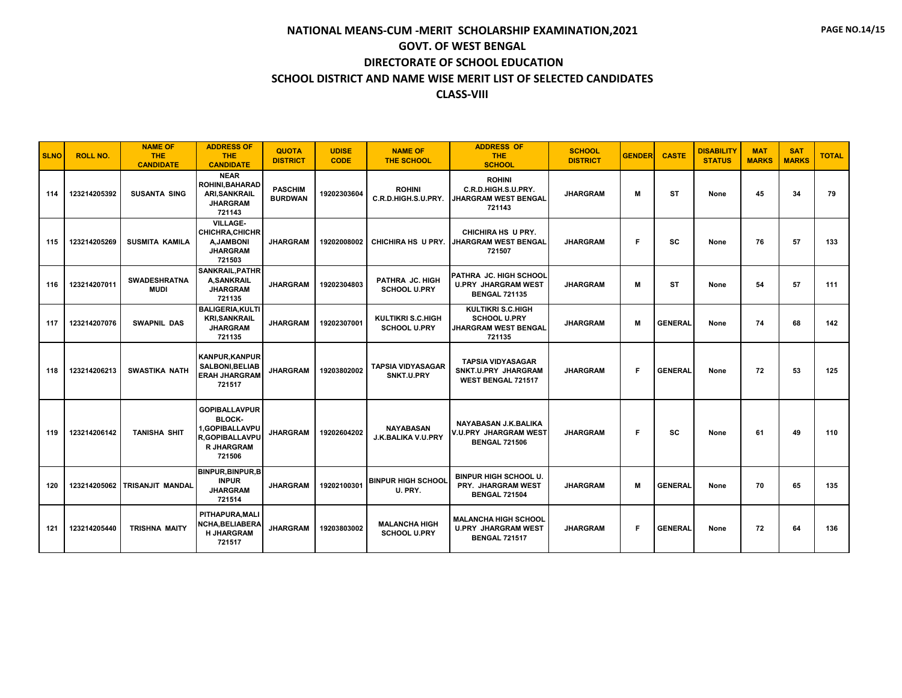# NATIONAL MEANS-CUM -MERIT SCHOLARSHIP EXAMINATION,2021

## GOVT. OF WEST BENGAL

## DIRECTORATE OF SCHOOL EDUCATION

## SCHOOL DISTRICT AND NAME WISE MERIT LIST OF SELECTED CANDIDATES

## CLASS-VIII

| SLNO | ROLL NO. | NAME OF THE CANDIDATE | ADDRESS OF THE CANDIDATE | QUOTA DISTRICT | UDISE CODE | NAME OF THE SCHOOL | ADDRESS OF THE SCHOOL | SCHOOL DISTRICT | GENDER | CASTE | DISABILITY STATUS | MAT MARKS | SAT MARKS | TOTAL |
|---|---|---|---|---|---|---|---|---|---|---|---|---|---|---|
| 114 | 123214205392 | SUSANTA SING | NEAR ROHINI,BAHARADARI,SANKRAIL JHARGRAM 721143 | PASCHIM BURDWAN | 19202303604 | ROHINI C.R.D.HIGH.S.U.PRY. | ROHINI C.R.D.HIGH.S.U.PRY. JHARGRAM WEST BENGAL 721143 | JHARGRAM | M | ST | None | 45 | 34 | 79 |
| 115 | 123214205269 | SUSMITA KAMILA | VILLAGE-CHICHRA,CHICHRA,JAMBONI JHARGRAM 721503 | JHARGRAM | 19202008002 | CHICHIRA HS U PRY. | CHICHIRA HS U PRY. JHARGRAM WEST BENGAL 721507 | JHARGRAM | F | SC | None | 76 | 57 | 133 |
| 116 | 123214207011 | SWADESHRATNA MUDI | SANKRAIL,PATHRA,SANKRAIL JHARGRAM 721135 | JHARGRAM | 19202304803 | PATHRA JC. HIGH SCHOOL U.PRY | PATHRA JC. HIGH SCHOOL U.PRY JHARGRAM WEST BENGAL 721135 | JHARGRAM | M | ST | None | 54 | 57 | 111 |
| 117 | 123214207076 | SWAPNIL DAS | BALIGERIA,KULTIKRI,SANKRAIL JHARGRAM 721135 | JHARGRAM | 19202307001 | KULTIKRI S.C.HIGH SCHOOL U.PRY | KULTIKRI S.C.HIGH SCHOOL U.PRY JHARGRAM WEST BENGAL 721135 | JHARGRAM | M | GENERAL | None | 74 | 68 | 142 |
| 118 | 123214206213 | SWASTIKA NATH | KANPUR,KANPUR SALBONI,BELIABERAH JHARGRAM 721517 | JHARGRAM | 19203802002 | TAPSIA VIDYASAGAR SNKT.U.PRY | TAPSIA VIDYASAGAR SNKT.U.PRY JHARGRAM WEST BENGAL 721517 | JHARGRAM | F | GENERAL | None | 72 | 53 | 125 |
| 119 | 123214206142 | TANISHA SHIT | GOPIBALLAVPUR BLOCK-1,GOPIBALLAVPUR,GOPIBALLAVPUR JHARGRAM 721506 | JHARGRAM | 19202604202 | NAYABASAN J.K.BALIKA V.U.PRY | NAYABASAN J.K.BALIKA V.U.PRY JHARGRAM WEST BENGAL 721506 | JHARGRAM | F | SC | None | 61 | 49 | 110 |
| 120 | 123214205062 | TRISANJIT MANDAL | BINPUR,BINPUR,BINPUR JHARGRAM 721514 | JHARGRAM | 19202100301 | BINPUR HIGH SCHOOL U. PRY. | BINPUR HIGH SCHOOL U. PRY. JHARGRAM WEST BENGAL 721504 | JHARGRAM | M | GENERAL | None | 70 | 65 | 135 |
| 121 | 123214205440 | TRISHNA MAITY | PITHAPURA,MALINCHA,BELIABERAH JHARGRAM 721517 | JHARGRAM | 19203803002 | MALANCHA HIGH SCHOOL U.PRY | MALANCHA HIGH SCHOOL U.PRY JHARGRAM WEST BENGAL 721517 | JHARGRAM | F | GENERAL | None | 72 | 64 | 136 |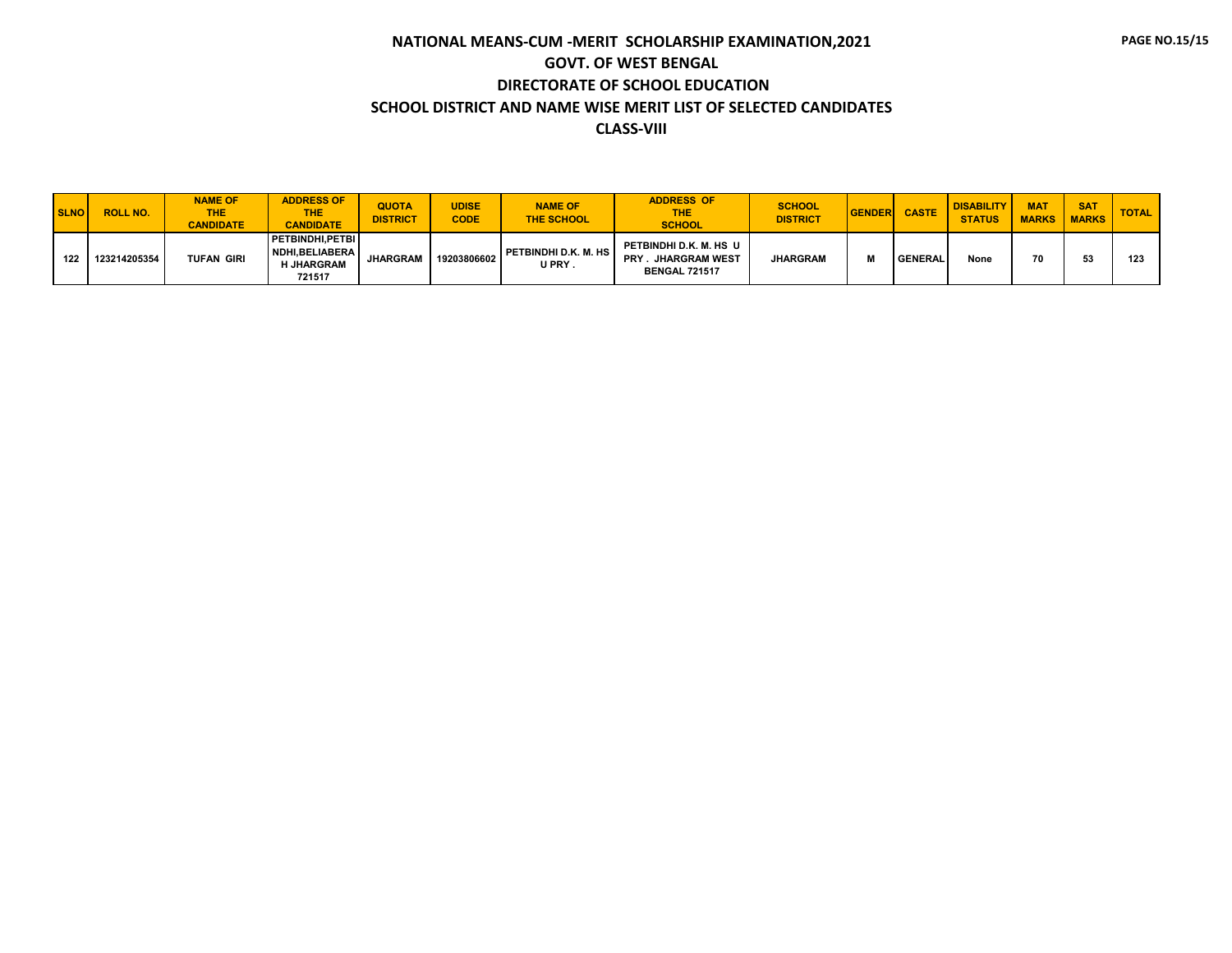# NATIONAL MEANS-CUM -MERIT SCHOLARSHIP EXAMINATION,2021

## GOVT. OF WEST BENGAL

## DIRECTORATE OF SCHOOL EDUCATION

## SCHOOL DISTRICT AND NAME WISE MERIT LIST OF SELECTED CANDIDATES

## CLASS-VIII

| SLNO | ROLL NO. | NAME OF THE CANDIDATE | ADDRESS OF THE CANDIDATE | QUOTA DISTRICT | UDISE CODE | NAME OF THE SCHOOL | ADDRESS OF THE SCHOOL | SCHOOL DISTRICT | GENDER | CASTE | DISABILITY STATUS | MAT MARKS | SAT MARKS | TOTAL |
|---|---|---|---|---|---|---|---|---|---|---|---|---|---|---|
| 122 | 123214205354 | TUFAN GIRI | PETBINDHI,PETBINDHI,BELIABERA H JHARGRAM 721517 | JHARGRAM | 19203806602 | PETBINDHI D.K. M. HS U PRY . | PETBINDHI D.K. M. HS U PRY . JHARGRAM WEST BENGAL 721517 | JHARGRAM | M | GENERAL | None | 70 | 53 | 123 |